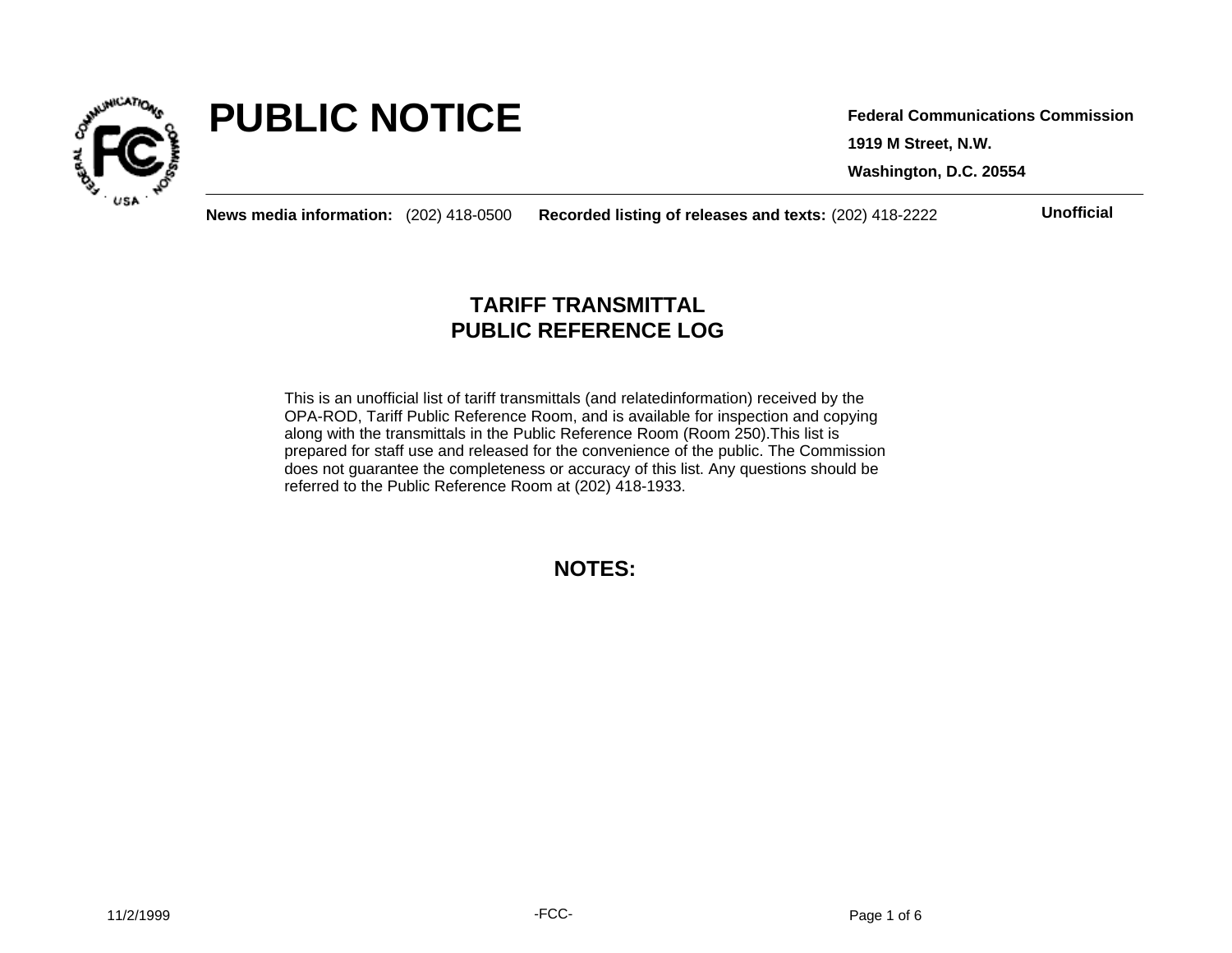# PUBLIC NOTICE

**Federal Communications Commission**

**1919 M Street, N.W.**

**Washington, D.C. 20554**

**News media information:** (202) 418-0500 **Recorded listing of releases and texts:** (202) 418-2222 **Unofficial**

## TARIFF TRANSMITTAL
## PUBLIC REFERENCE LOG

This is an unofficial list of tariff transmittals (and relatedinformation) received by the OPA-ROD, Tariff Public Reference Room, and is available for inspection and copying along with the transmittals in the Public Reference Room (Room 250).This list is prepared for staff use and released for the convenience of the public. The Commission does not guarantee the completeness or accuracy of this list. Any questions should be referred to the Public Reference Room at (202) 418-1933.

## NOTES:

11/2/1999

-FCC-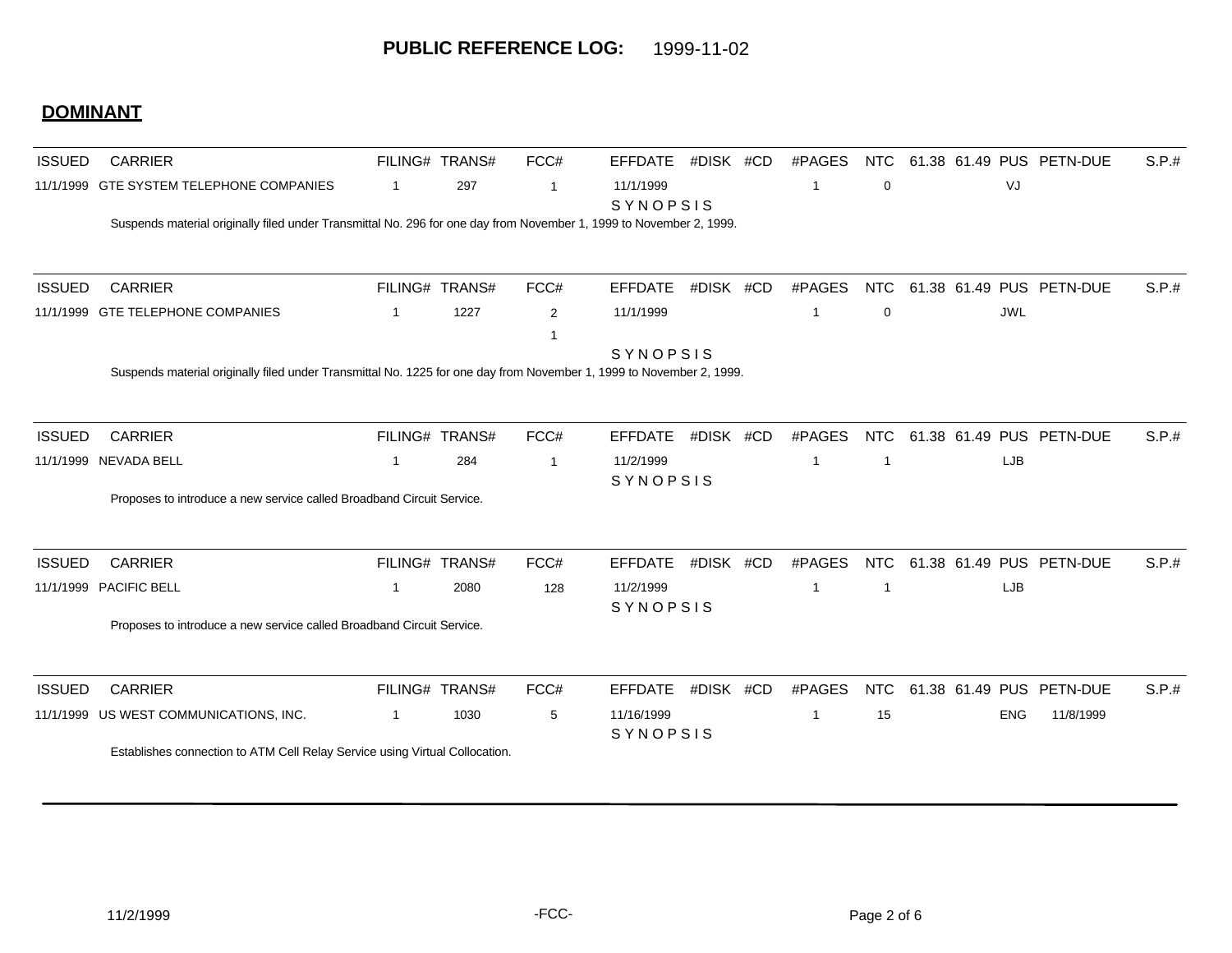# PUBLIC REFERENCE LOG: 1999-11-02

## DOMINANT

| ISSUED | CARRIER | FILING# | TRANS# | FCC# | EFFDATE | #DISK | #CD | #PAGES | NTC | 61.38 | 61.49 | PUS | PETN-DUE | S.P.# |
|---|---|---|---|---|---|---|---|---|---|---|---|---|---|---|
| 11/1/1999 | GTE SYSTEM TELEPHONE COMPANIES | 1 | 297 | 1 | 11/1/1999 | | | 1 | 0 | | | VJ | | |

SYNOPSIS

Suspends material originally filed under Transmittal No. 296 for one day from November 1, 1999 to November 2, 1999.

| ISSUED | CARRIER | FILING# | TRANS# | FCC# | EFFDATE | #DISK | #CD | #PAGES | NTC | 61.38 | 61.49 | PUS | PETN-DUE | S.P.# |
|---|---|---|---|---|---|---|---|---|---|---|---|---|---|---|
| 11/1/1999 | GTE TELEPHONE COMPANIES | 1 | 1227 | 2 | 11/1/1999 | | | 1 | 0 | | | JWL | | |
| | | | | 1 | | | | | | | | | | |

SYNOPSIS

Suspends material originally filed under Transmittal No. 1225 for one day from November 1, 1999 to November 2, 1999.

| ISSUED | CARRIER | FILING# | TRANS# | FCC# | EFFDATE | #DISK | #CD | #PAGES | NTC | 61.38 | 61.49 | PUS | PETN-DUE | S.P.# |
|---|---|---|---|---|---|---|---|---|---|---|---|---|---|---|
| 11/1/1999 | NEVADA BELL | 1 | 284 | 1 | 11/2/1999 | | | 1 | 1 | | | LJB | | |

SYNOPSIS

Proposes to introduce a new service called Broadband Circuit Service.

| ISSUED | CARRIER | FILING# | TRANS# | FCC# | EFFDATE | #DISK | #CD | #PAGES | NTC | 61.38 | 61.49 | PUS | PETN-DUE | S.P.# |
|---|---|---|---|---|---|---|---|---|---|---|---|---|---|---|
| 11/1/1999 | PACIFIC BELL | 1 | 2080 | 128 | 11/2/1999 | | | 1 | 1 | | | LJB | | |

SYNOPSIS

Proposes to introduce a new service called Broadband Circuit Service.

| ISSUED | CARRIER | FILING# | TRANS# | FCC# | EFFDATE | #DISK | #CD | #PAGES | NTC | 61.38 | 61.49 | PUS | PETN-DUE | S.P.# |
|---|---|---|---|---|---|---|---|---|---|---|---|---|---|---|
| 11/1/1999 | US WEST COMMUNICATIONS, INC. | 1 | 1030 | 5 | 11/16/1999 | | | 1 | 15 | | | ENG | 11/8/1999 | |

SYNOPSIS

Establishes connection to ATM Cell Relay Service using Virtual Collocation.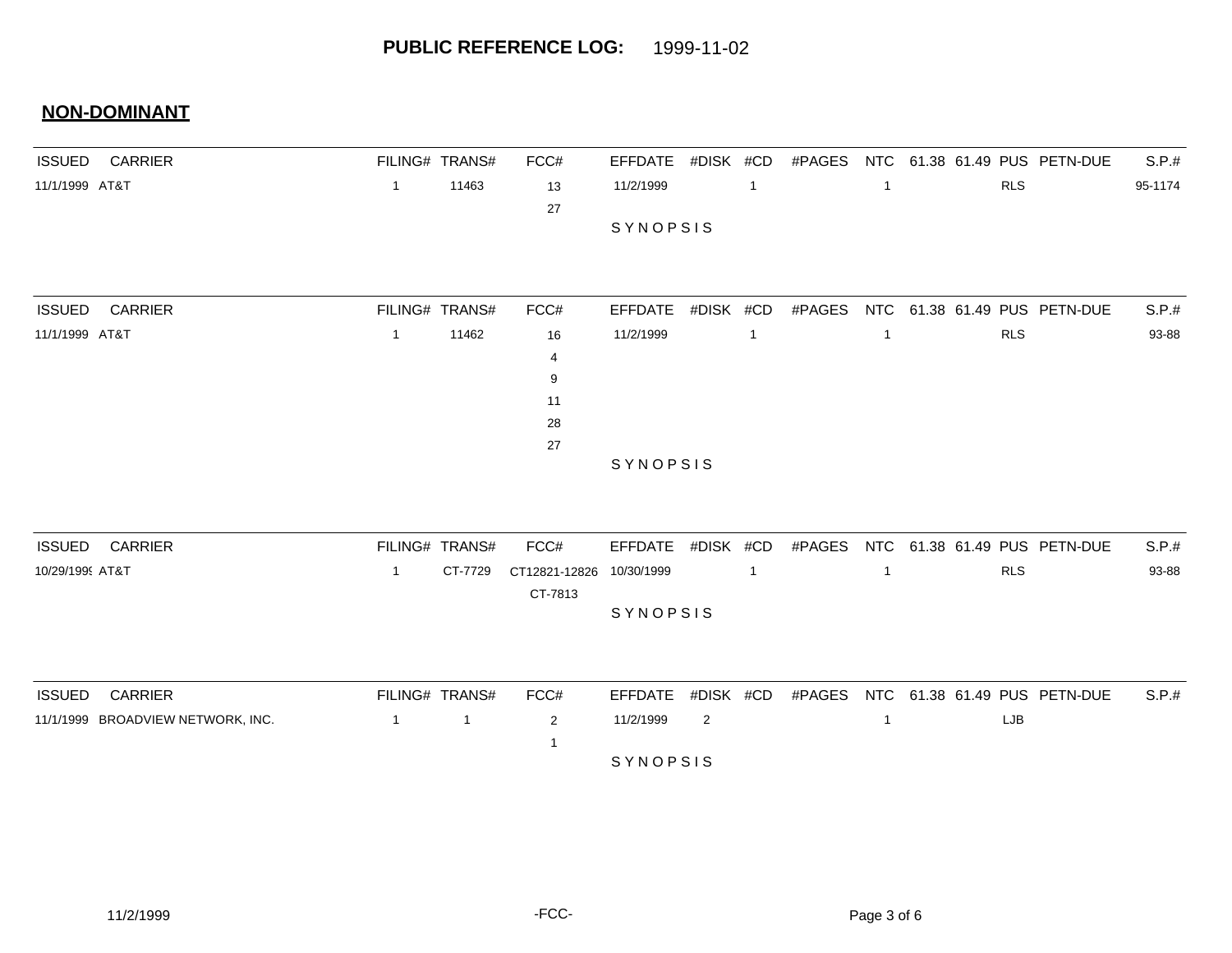**PUBLIC REFERENCE LOG:** 1999-11-02

## NON-DOMINANT

| ISSUED | CARRIER | FILING# | TRANS# | FCC# | EFFDATE | #DISK | #CD | #PAGES | NTC | 61.38 | 61.49 | PUS | PETN-DUE | S.P.# |
|---|---|---|---|---|---|---|---|---|---|---|---|---|---|---|
| 11/1/1999 | AT&T | 1 | 11463 | 13 | 11/2/1999 | | 1 | | 1 | | | RLS | | 95-1174 |
| | | | | 27 | | | | | | | | | | |

SYNOPSIS

| ISSUED | CARRIER | FILING# | TRANS# | FCC# | EFFDATE | #DISK | #CD | #PAGES | NTC | 61.38 | 61.49 | PUS | PETN-DUE | S.P.# |
|---|---|---|---|---|---|---|---|---|---|---|---|---|---|---|
| 11/1/1999 | AT&T | 1 | 11462 | 16 | 11/2/1999 | | 1 | | 1 | | | RLS | | 93-88 |
| | | | | 4 | | | | | | | | | | |
| | | | | 9 | | | | | | | | | | |
| | | | | 11 | | | | | | | | | | |
| | | | | 28 | | | | | | | | | | |
| | | | | 27 | | | | | | | | | | |

SYNOPSIS

| ISSUED | CARRIER | FILING# | TRANS# | FCC# | EFFDATE | #DISK | #CD | #PAGES | NTC | 61.38 | 61.49 | PUS | PETN-DUE | S.P.# |
|---|---|---|---|---|---|---|---|---|---|---|---|---|---|---|
| 10/29/1999 | AT&T | 1 | CT-7729 | CT12821-12826 | 10/30/1999 | | 1 | | 1 | | | RLS | | 93-88 |
| | | | | CT-7813 | | | | | | | | | | |

SYNOPSIS

| ISSUED | CARRIER | FILING# | TRANS# | FCC# | EFFDATE | #DISK | #CD | #PAGES | NTC | 61.38 | 61.49 | PUS | PETN-DUE | S.P.# |
|---|---|---|---|---|---|---|---|---|---|---|---|---|---|---|
| 11/1/1999 | BROADVIEW NETWORK, INC. | 1 | 1 | 2 | 11/2/1999 | 2 | | | 1 | | | LJB | | |
| | | | | 1 | | | | | | | | | | |

SYNOPSIS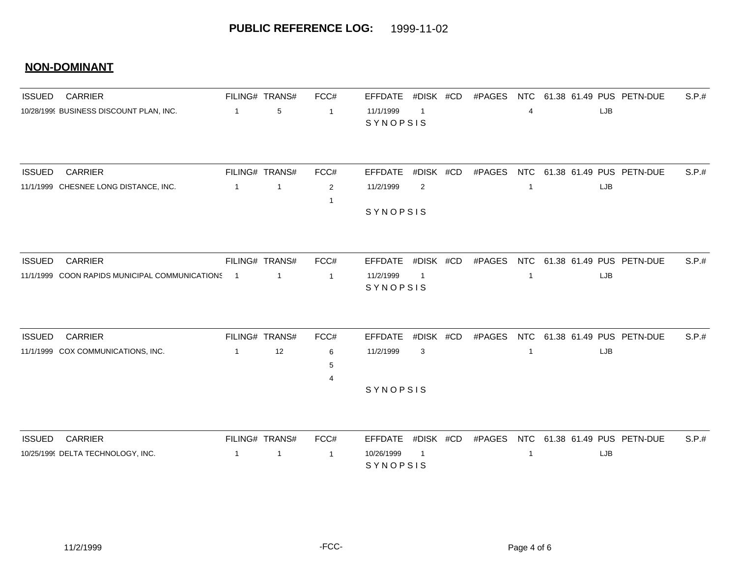**PUBLIC REFERENCE LOG:** 1999-11-02

## NON-DOMINANT

| ISSUED | CARRIER | FILING# | TRANS# | FCC# | EFFDATE | #DISK | #CD | #PAGES | NTC | 61.38 | 61.49 | PUS | PETN-DUE | S.P.# |
|---|---|---|---|---|---|---|---|---|---|---|---|---|---|---|
| 10/28/1999 | BUSINESS DISCOUNT PLAN, INC. | 1 | 5 | 1 | 11/1/1999 | 1 | | | 4 | | | LJB | | |
| | | | | | SYNOPSIS | | | | | | | | | |

| ISSUED | CARRIER | FILING# | TRANS# | FCC# | EFFDATE | #DISK | #CD | #PAGES | NTC | 61.38 | 61.49 | PUS | PETN-DUE | S.P.# |
|---|---|---|---|---|---|---|---|---|---|---|---|---|---|---|
| 11/1/1999 | CHESNEE LONG DISTANCE, INC. | 1 | 1 | 2 | 11/2/1999 | 2 | | | 1 | | | LJB | | |
| | | | | 1 | | | | | | | | | | |
| | | | | | SYNOPSIS | | | | | | | | | |

| ISSUED | CARRIER | FILING# | TRANS# | FCC# | EFFDATE | #DISK | #CD | #PAGES | NTC | 61.38 | 61.49 | PUS | PETN-DUE | S.P.# |
|---|---|---|---|---|---|---|---|---|---|---|---|---|---|---|
| 11/1/1999 | COON RAPIDS MUNICIPAL COMMUNICATIONS | 1 | 1 | 1 | 11/2/1999 | 1 | | | 1 | | | LJB | | |
| | | | | | SYNOPSIS | | | | | | | | | |

| ISSUED | CARRIER | FILING# | TRANS# | FCC# | EFFDATE | #DISK | #CD | #PAGES | NTC | 61.38 | 61.49 | PUS | PETN-DUE | S.P.# |
|---|---|---|---|---|---|---|---|---|---|---|---|---|---|---|
| 11/1/1999 | COX COMMUNICATIONS, INC. | 1 | 12 | 6 | 11/2/1999 | 3 | | | 1 | | | LJB | | |
| | | | | 5 | | | | | | | | | | |
| | | | | 4 | | | | | | | | | | |
| | | | | | SYNOPSIS | | | | | | | | | |

| ISSUED | CARRIER | FILING# | TRANS# | FCC# | EFFDATE | #DISK | #CD | #PAGES | NTC | 61.38 | 61.49 | PUS | PETN-DUE | S.P.# |
|---|---|---|---|---|---|---|---|---|---|---|---|---|---|---|
| 10/25/1999 | DELTA TECHNOLOGY, INC. | 1 | 1 | 1 | 10/26/1999 | 1 | | | 1 | | | LJB | | |
| | | | | | SYNOPSIS | | | | | | | | | |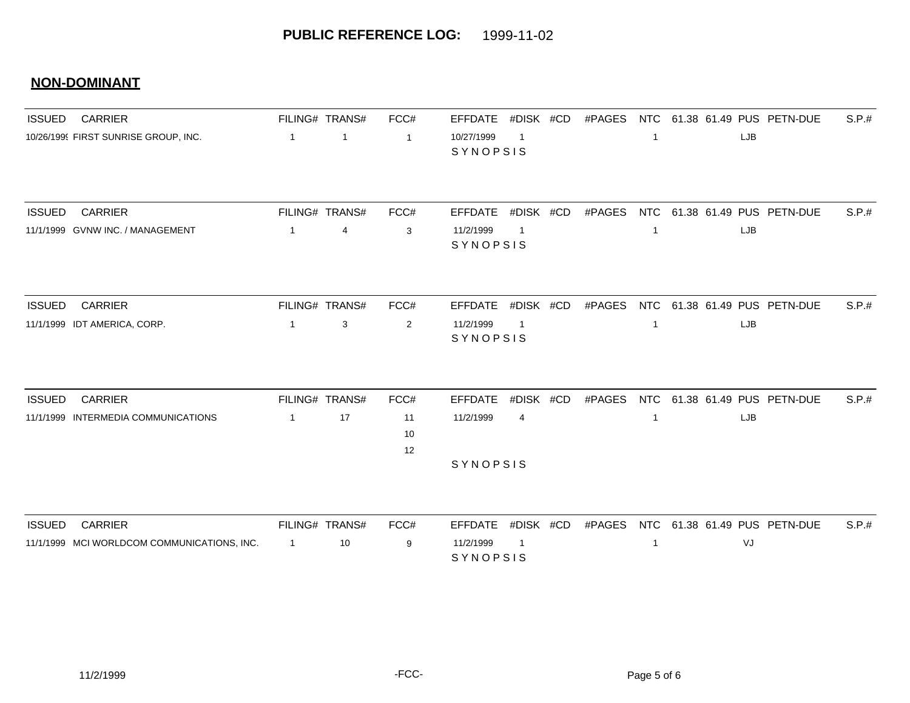# PUBLIC REFERENCE LOG: 1999-11-02

## NON-DOMINANT

| ISSUED | CARRIER | FILING# | TRANS# | FCC# | EFFDATE | #DISK | #CD | #PAGES | NTC | 61.38 | 61.49 | PUS | PETN-DUE | S.P.# |
|---|---|---|---|---|---|---|---|---|---|---|---|---|---|---|
| 10/26/1999 | FIRST SUNRISE GROUP, INC. | 1 | 1 | 1 | 10/27/1999 | 1 | | | 1 | | | LJB | | |

SYNOPSIS

| ISSUED | CARRIER | FILING# | TRANS# | FCC# | EFFDATE | #DISK | #CD | #PAGES | NTC | 61.38 | 61.49 | PUS | PETN-DUE | S.P.# |
|---|---|---|---|---|---|---|---|---|---|---|---|---|---|---|
| 11/1/1999 | GVNW INC. / MANAGEMENT | 1 | 4 | 3 | 11/2/1999 | 1 | | | 1 | | | LJB | | |

SYNOPSIS

| ISSUED | CARRIER | FILING# | TRANS# | FCC# | EFFDATE | #DISK | #CD | #PAGES | NTC | 61.38 | 61.49 | PUS | PETN-DUE | S.P.# |
|---|---|---|---|---|---|---|---|---|---|---|---|---|---|---|
| 11/1/1999 | IDT AMERICA, CORP. | 1 | 3 | 2 | 11/2/1999 | 1 | | | 1 | | | LJB | | |

SYNOPSIS

| ISSUED | CARRIER | FILING# | TRANS# | FCC# | EFFDATE | #DISK | #CD | #PAGES | NTC | 61.38 | 61.49 | PUS | PETN-DUE | S.P.# |
|---|---|---|---|---|---|---|---|---|---|---|---|---|---|---|
| 11/1/1999 | INTERMEDIA COMMUNICATIONS | 1 | 17 | 11 | 11/2/1999 | 4 | | | 1 | | | LJB | | |
| | | | | 10 | | | | | | | | | | |
| | | | | 12 | | | | | | | | | | |

SYNOPSIS

| ISSUED | CARRIER | FILING# | TRANS# | FCC# | EFFDATE | #DISK | #CD | #PAGES | NTC | 61.38 | 61.49 | PUS | PETN-DUE | S.P.# |
|---|---|---|---|---|---|---|---|---|---|---|---|---|---|---|
| 11/1/1999 | MCI WORLDCOM COMMUNICATIONS, INC. | 1 | 10 | 9 | 11/2/1999 | 1 | | | 1 | | | VJ | | |

SYNOPSIS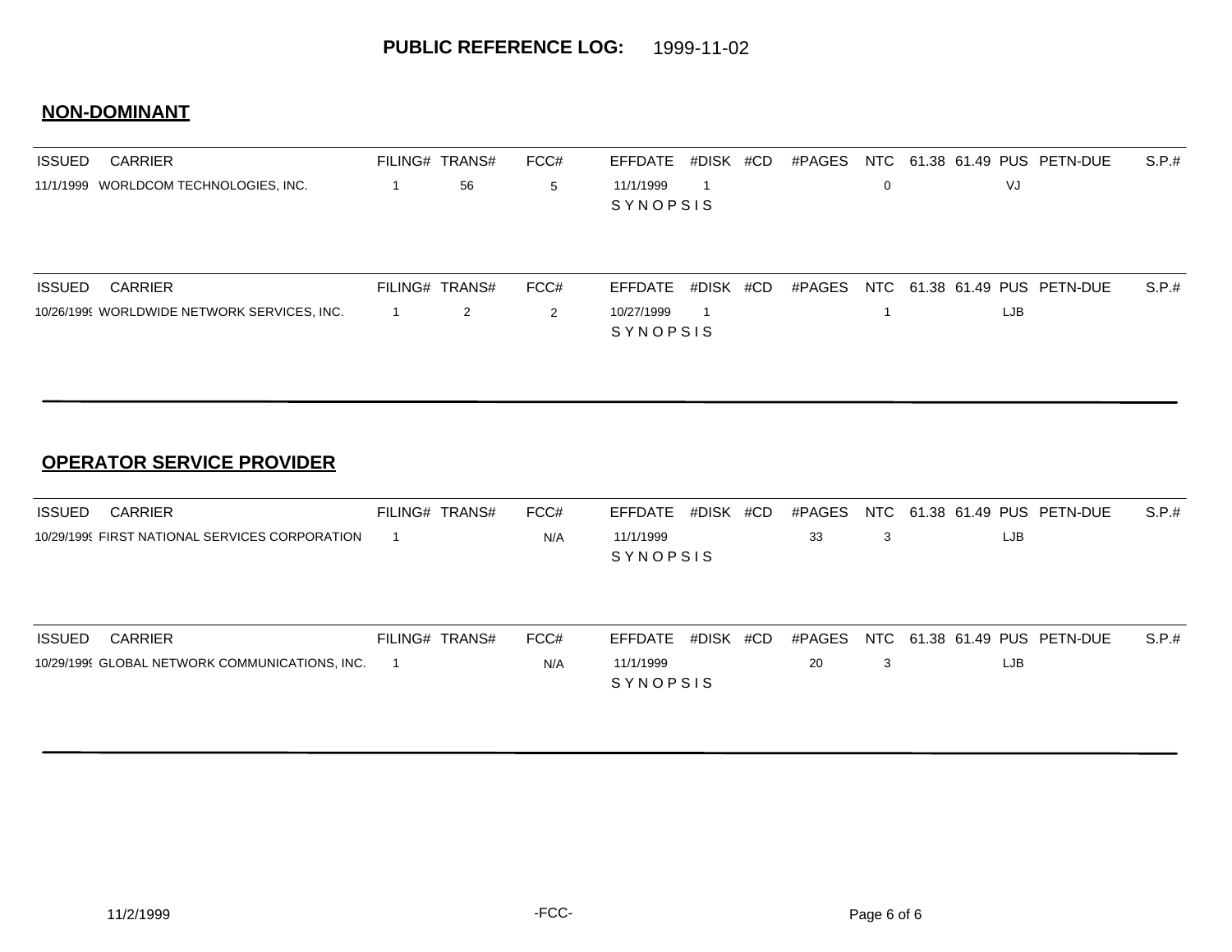**PUBLIC REFERENCE LOG:** 1999-11-02

## NON-DOMINANT

| ISSUED | CARRIER | FILING# | TRANS# | FCC# | EFFDATE | #DISK | #CD | #PAGES | NTC | 61.38 | 61.49 | PUS | PETN-DUE | S.P.# |
|---|---|---|---|---|---|---|---|---|---|---|---|---|---|---|
| 11/1/1999 | WORLDCOM TECHNOLOGIES, INC. | 1 | 56 | 5 | 11/1/1999 | 1 | | | 0 | | | VJ | | |

SYNOPSIS

| ISSUED | CARRIER | FILING# | TRANS# | FCC# | EFFDATE | #DISK | #CD | #PAGES | NTC | 61.38 | 61.49 | PUS | PETN-DUE | S.P.# |
|---|---|---|---|---|---|---|---|---|---|---|---|---|---|---|
| 10/26/1999 | WORLDWIDE NETWORK SERVICES, INC. | 1 | 2 | 2 | 10/27/1999 | 1 | | | 1 | | | LJB | | |

SYNOPSIS

## OPERATOR SERVICE PROVIDER

| ISSUED | CARRIER | FILING# | TRANS# | FCC# | EFFDATE | #DISK | #CD | #PAGES | NTC | 61.38 | 61.49 | PUS | PETN-DUE | S.P.# |
|---|---|---|---|---|---|---|---|---|---|---|---|---|---|---|
| 10/29/1999 | FIRST NATIONAL SERVICES CORPORATION | 1 | | N/A | 11/1/1999 | | | 33 | 3 | | | LJB | | |

SYNOPSIS

| ISSUED | CARRIER | FILING# | TRANS# | FCC# | EFFDATE | #DISK | #CD | #PAGES | NTC | 61.38 | 61.49 | PUS | PETN-DUE | S.P.# |
|---|---|---|---|---|---|---|---|---|---|---|---|---|---|---|
| 10/29/1999 | GLOBAL NETWORK COMMUNICATIONS, INC. | 1 | | N/A | 11/1/1999 | | | 20 | 3 | | | LJB | | |

SYNOPSIS